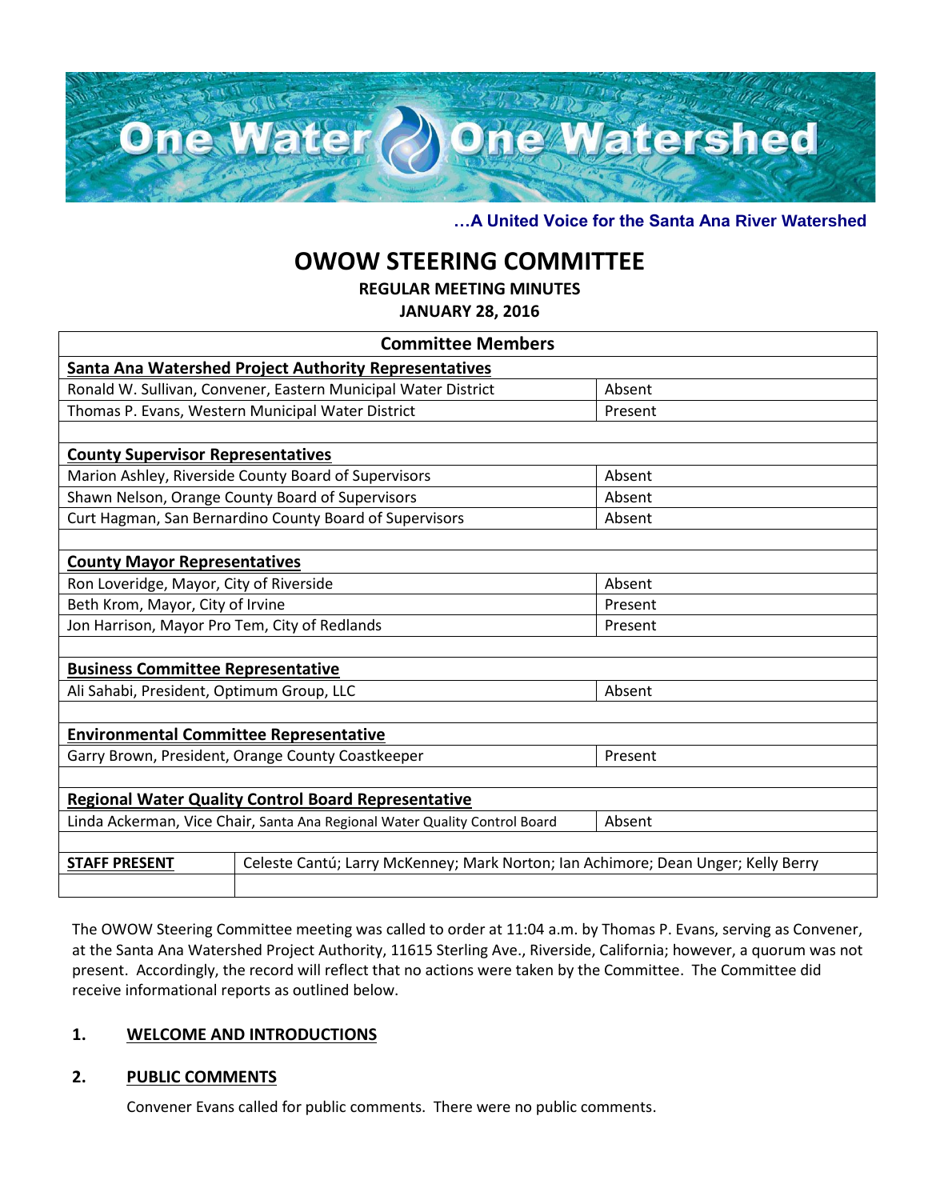One Water One Watershed

**…A United Voice for the Santa Ana River Watershed**

# OWOW STEERING COMMITTEE

**REGULAR MEETING MINUTES**

**JANUARY 28, 2016**

| Committee Members | |
|---|---|
| **Santa Ana Watershed Project Authority Representatives** | |
| Ronald W. Sullivan, Convener, Eastern Municipal Water District | Absent |
| Thomas P. Evans, Western Municipal Water District | Present |
| | |
| **County Supervisor Representatives** | |
| Marion Ashley, Riverside County Board of Supervisors | Absent |
| Shawn Nelson, Orange County Board of Supervisors | Absent |
| Curt Hagman, San Bernardino County Board of Supervisors | Absent |
| | |
| **County Mayor Representatives** | |
| Ron Loveridge, Mayor, City of Riverside | Absent |
| Beth Krom, Mayor, City of Irvine | Present |
| Jon Harrison, Mayor Pro Tem, City of Redlands | Present |
| | |
| **Business Committee Representative** | |
| Ali Sahabi, President, Optimum Group, LLC | Absent |
| | |
| **Environmental Committee Representative** | |
| Garry Brown, President, Orange County Coastkeeper | Present |
| | |
| **Regional Water Quality Control Board Representative** | |
| Linda Ackerman, Vice Chair, Santa Ana Regional Water Quality Control Board | Absent |
| | |
| **STAFF PRESENT** | Celeste Cantú; Larry McKenney; Mark Norton; Ian Achimore; Dean Unger; Kelly Berry |

The OWOW Steering Committee meeting was called to order at 11:04 a.m. by Thomas P. Evans, serving as Convener, at the Santa Ana Watershed Project Authority, 11615 Sterling Ave., Riverside, California; however, a quorum was not present. Accordingly, the record will reflect that no actions were taken by the Committee. The Committee did receive informational reports as outlined below.

## 1. WELCOME AND INTRODUCTIONS

## 2. PUBLIC COMMENTS

Convener Evans called for public comments. There were no public comments.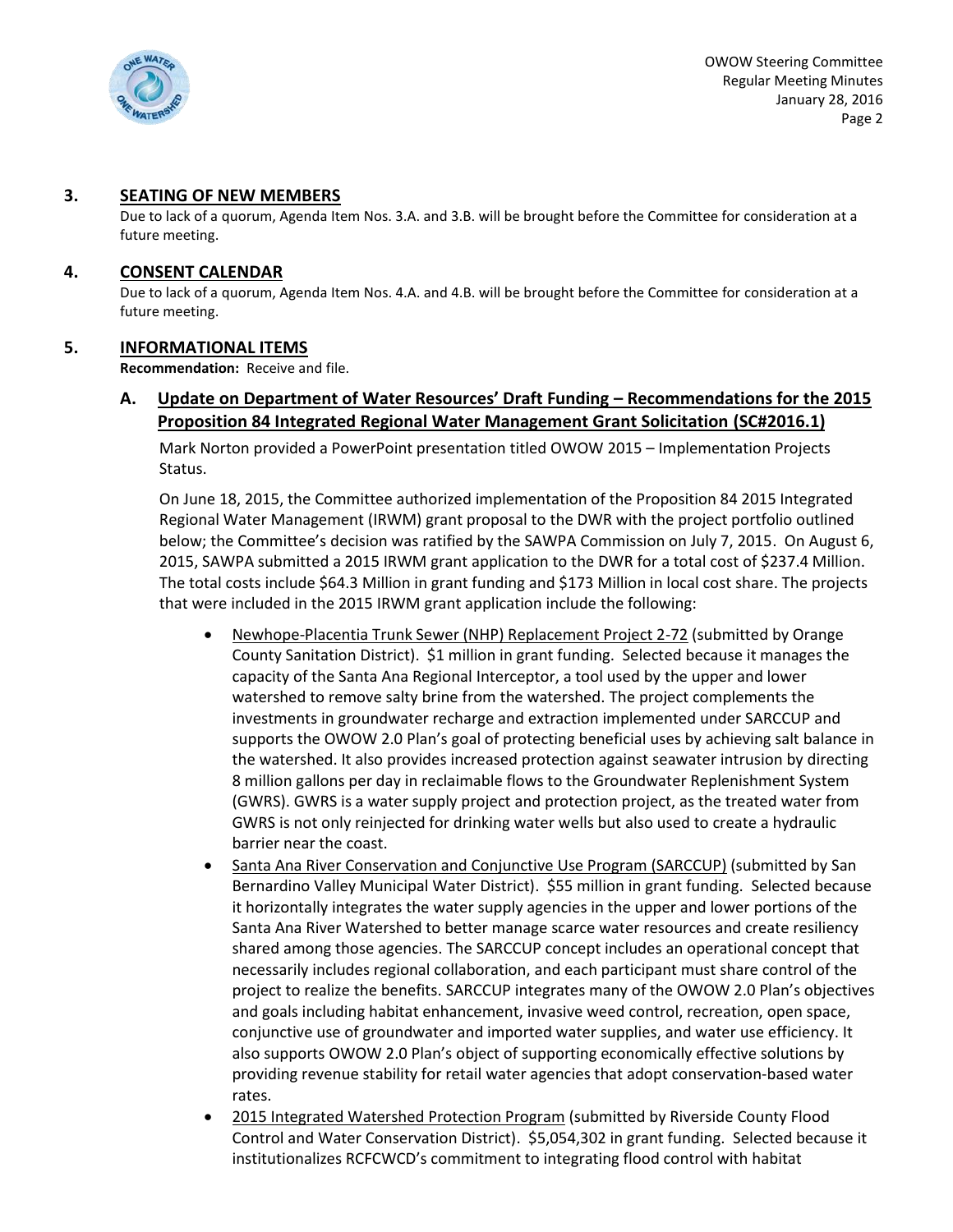## 3. SEATING OF NEW MEMBERS

Due to lack of a quorum, Agenda Item Nos. 3.A. and 3.B. will be brought before the Committee for consideration at a future meeting.

## 4. CONSENT CALENDAR

Due to lack of a quorum, Agenda Item Nos. 4.A. and 4.B. will be brought before the Committee for consideration at a future meeting.

## 5. INFORMATIONAL ITEMS

**Recommendation:** Receive and file.

### A. Update on Department of Water Resources' Draft Funding – Recommendations for the 2015 Proposition 84 Integrated Regional Water Management Grant Solicitation (SC#2016.1)

Mark Norton provided a PowerPoint presentation titled OWOW 2015 – Implementation Projects Status.

On June 18, 2015, the Committee authorized implementation of the Proposition 84 2015 Integrated Regional Water Management (IRWM) grant proposal to the DWR with the project portfolio outlined below; the Committee's decision was ratified by the SAWPA Commission on July 7, 2015. On August 6, 2015, SAWPA submitted a 2015 IRWM grant application to the DWR for a total cost of $237.4 Million. The total costs include $64.3 Million in grant funding and $173 Million in local cost share. The projects that were included in the 2015 IRWM grant application include the following:

- Newhope-Placentia Trunk Sewer (NHP) Replacement Project 2-72 (submitted by Orange County Sanitation District). $1 million in grant funding. Selected because it manages the capacity of the Santa Ana Regional Interceptor, a tool used by the upper and lower watershed to remove salty brine from the watershed. The project complements the investments in groundwater recharge and extraction implemented under SARCCUP and supports the OWOW 2.0 Plan's goal of protecting beneficial uses by achieving salt balance in the watershed. It also provides increased protection against seawater intrusion by directing 8 million gallons per day in reclaimable flows to the Groundwater Replenishment System (GWRS). GWRS is a water supply project and protection project, as the treated water from GWRS is not only reinjected for drinking water wells but also used to create a hydraulic barrier near the coast.
- Santa Ana River Conservation and Conjunctive Use Program (SARCCUP) (submitted by San Bernardino Valley Municipal Water District). $55 million in grant funding. Selected because it horizontally integrates the water supply agencies in the upper and lower portions of the Santa Ana River Watershed to better manage scarce water resources and create resiliency shared among those agencies. The SARCCUP concept includes an operational concept that necessarily includes regional collaboration, and each participant must share control of the project to realize the benefits. SARCCUP integrates many of the OWOW 2.0 Plan's objectives and goals including habitat enhancement, invasive weed control, recreation, open space, conjunctive use of groundwater and imported water supplies, and water use efficiency. It also supports OWOW 2.0 Plan's object of supporting economically effective solutions by providing revenue stability for retail water agencies that adopt conservation-based water rates.
- 2015 Integrated Watershed Protection Program (submitted by Riverside County Flood Control and Water Conservation District). $5,054,302 in grant funding. Selected because it institutionalizes RCFCWCD's commitment to integrating flood control with habitat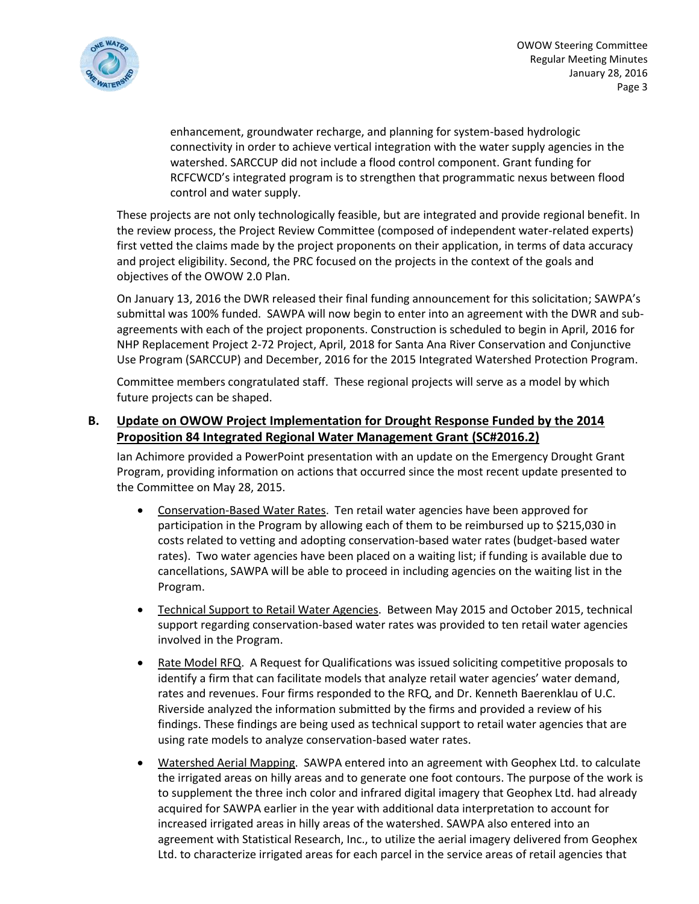enhancement, groundwater recharge, and planning for system-based hydrologic connectivity in order to achieve vertical integration with the water supply agencies in the watershed. SARCCUP did not include a flood control component. Grant funding for RCFCWCD's integrated program is to strengthen that programmatic nexus between flood control and water supply.

These projects are not only technologically feasible, but are integrated and provide regional benefit. In the review process, the Project Review Committee (composed of independent water-related experts) first vetted the claims made by the project proponents on their application, in terms of data accuracy and project eligibility. Second, the PRC focused on the projects in the context of the goals and objectives of the OWOW 2.0 Plan.

On January 13, 2016 the DWR released their final funding announcement for this solicitation; SAWPA's submittal was 100% funded. SAWPA will now begin to enter into an agreement with the DWR and sub-agreements with each of the project proponents. Construction is scheduled to begin in April, 2016 for NHP Replacement Project 2-72 Project, April, 2018 for Santa Ana River Conservation and Conjunctive Use Program (SARCCUP) and December, 2016 for the 2015 Integrated Watershed Protection Program.

Committee members congratulated staff. These regional projects will serve as a model by which future projects can be shaped.

## B. Update on OWOW Project Implementation for Drought Response Funded by the 2014 Proposition 84 Integrated Regional Water Management Grant (SC#2016.2)

Ian Achimore provided a PowerPoint presentation with an update on the Emergency Drought Grant Program, providing information on actions that occurred since the most recent update presented to the Committee on May 28, 2015.

- Conservation-Based Water Rates. Ten retail water agencies have been approved for participation in the Program by allowing each of them to be reimbursed up to $215,030 in costs related to vetting and adopting conservation-based water rates (budget-based water rates). Two water agencies have been placed on a waiting list; if funding is available due to cancellations, SAWPA will be able to proceed in including agencies on the waiting list in the Program.
- Technical Support to Retail Water Agencies. Between May 2015 and October 2015, technical support regarding conservation-based water rates was provided to ten retail water agencies involved in the Program.
- Rate Model RFQ. A Request for Qualifications was issued soliciting competitive proposals to identify a firm that can facilitate models that analyze retail water agencies' water demand, rates and revenues. Four firms responded to the RFQ, and Dr. Kenneth Baerenklau of U.C. Riverside analyzed the information submitted by the firms and provided a review of his findings. These findings are being used as technical support to retail water agencies that are using rate models to analyze conservation-based water rates.
- Watershed Aerial Mapping. SAWPA entered into an agreement with Geophex Ltd. to calculate the irrigated areas on hilly areas and to generate one foot contours. The purpose of the work is to supplement the three inch color and infrared digital imagery that Geophex Ltd. had already acquired for SAWPA earlier in the year with additional data interpretation to account for increased irrigated areas in hilly areas of the watershed. SAWPA also entered into an agreement with Statistical Research, Inc., to utilize the aerial imagery delivered from Geophex Ltd. to characterize irrigated areas for each parcel in the service areas of retail agencies that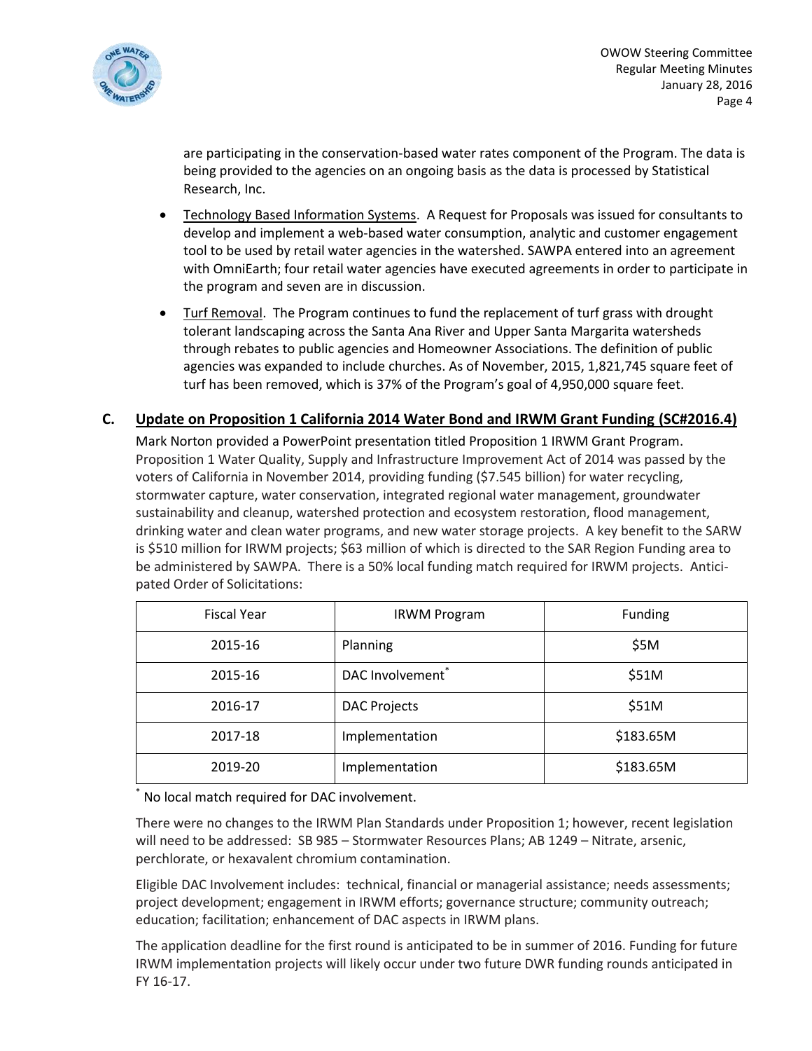are participating in the conservation-based water rates component of the Program. The data is being provided to the agencies on an ongoing basis as the data is processed by Statistical Research, Inc.

- Technology Based Information Systems. A Request for Proposals was issued for consultants to develop and implement a web-based water consumption, analytic and customer engagement tool to be used by retail water agencies in the watershed. SAWPA entered into an agreement with OmniEarth; four retail water agencies have executed agreements in order to participate in the program and seven are in discussion.
- Turf Removal. The Program continues to fund the replacement of turf grass with drought tolerant landscaping across the Santa Ana River and Upper Santa Margarita watersheds through rebates to public agencies and Homeowner Associations. The definition of public agencies was expanded to include churches. As of November, 2015, 1,821,745 square feet of turf has been removed, which is 37% of the Program's goal of 4,950,000 square feet.

## C. Update on Proposition 1 California 2014 Water Bond and IRWM Grant Funding (SC#2016.4)

Mark Norton provided a PowerPoint presentation titled Proposition 1 IRWM Grant Program. Proposition 1 Water Quality, Supply and Infrastructure Improvement Act of 2014 was passed by the voters of California in November 2014, providing funding ($7.545 billion) for water recycling, stormwater capture, water conservation, integrated regional water management, groundwater sustainability and cleanup, watershed protection and ecosystem restoration, flood management, drinking water and clean water programs, and new water storage projects. A key benefit to the SARW is $510 million for IRWM projects; $63 million of which is directed to the SAR Region Funding area to be administered by SAWPA. There is a 50% local funding match required for IRWM projects. Anticipated Order of Solicitations:

| Fiscal Year | IRWM Program | Funding |
|---|---|---|
| 2015-16 | Planning | $5M |
| 2015-16 | DAC Involvement* | $51M |
| 2016-17 | DAC Projects | $51M |
| 2017-18 | Implementation | $183.65M |
| 2019-20 | Implementation | $183.65M |

* No local match required for DAC involvement.

There were no changes to the IRWM Plan Standards under Proposition 1; however, recent legislation will need to be addressed: SB 985 – Stormwater Resources Plans; AB 1249 – Nitrate, arsenic, perchlorate, or hexavalent chromium contamination.

Eligible DAC Involvement includes: technical, financial or managerial assistance; needs assessments; project development; engagement in IRWM efforts; governance structure; community outreach; education; facilitation; enhancement of DAC aspects in IRWM plans.

The application deadline for the first round is anticipated to be in summer of 2016. Funding for future IRWM implementation projects will likely occur under two future DWR funding rounds anticipated in FY 16-17.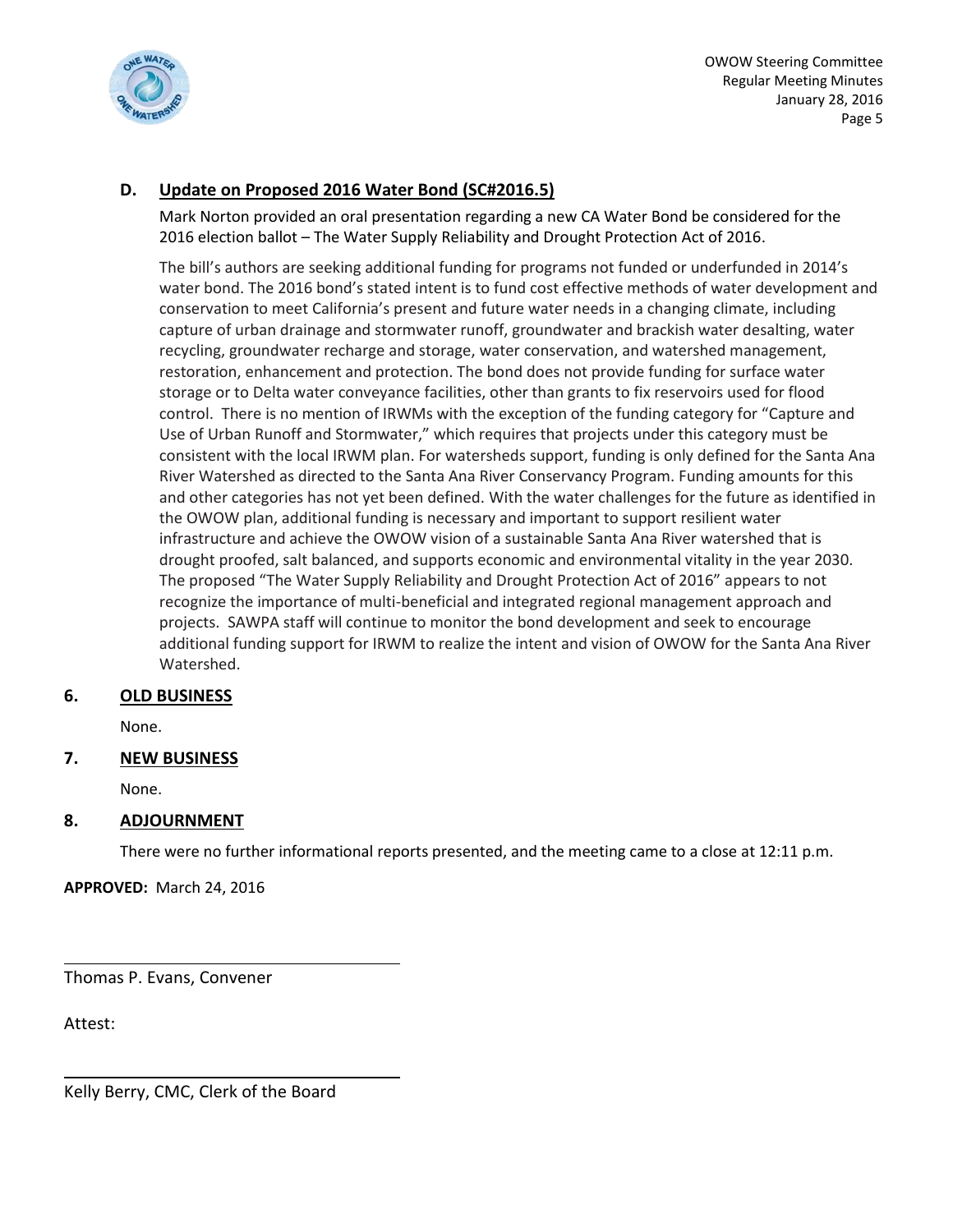### D. Update on Proposed 2016 Water Bond (SC#2016.5)

Mark Norton provided an oral presentation regarding a new CA Water Bond be considered for the 2016 election ballot – The Water Supply Reliability and Drought Protection Act of 2016.

The bill's authors are seeking additional funding for programs not funded or underfunded in 2014's water bond. The 2016 bond's stated intent is to fund cost effective methods of water development and conservation to meet California's present and future water needs in a changing climate, including capture of urban drainage and stormwater runoff, groundwater and brackish water desalting, water recycling, groundwater recharge and storage, water conservation, and watershed management, restoration, enhancement and protection. The bond does not provide funding for surface water storage or to Delta water conveyance facilities, other than grants to fix reservoirs used for flood control. There is no mention of IRWMs with the exception of the funding category for "Capture and Use of Urban Runoff and Stormwater," which requires that projects under this category must be consistent with the local IRWM plan. For watersheds support, funding is only defined for the Santa Ana River Watershed as directed to the Santa Ana River Conservancy Program. Funding amounts for this and other categories has not yet been defined. With the water challenges for the future as identified in the OWOW plan, additional funding is necessary and important to support resilient water infrastructure and achieve the OWOW vision of a sustainable Santa Ana River watershed that is drought proofed, salt balanced, and supports economic and environmental vitality in the year 2030. The proposed "The Water Supply Reliability and Drought Protection Act of 2016" appears to not recognize the importance of multi-beneficial and integrated regional management approach and projects. SAWPA staff will continue to monitor the bond development and seek to encourage additional funding support for IRWM to realize the intent and vision of OWOW for the Santa Ana River Watershed.

## 6. OLD BUSINESS

None.

## 7. NEW BUSINESS

None.

## 8. ADJOURNMENT

There were no further informational reports presented, and the meeting came to a close at 12:11 p.m.

**APPROVED:** March 24, 2016

Thomas P. Evans, Convener

Attest:

Kelly Berry, CMC, Clerk of the Board